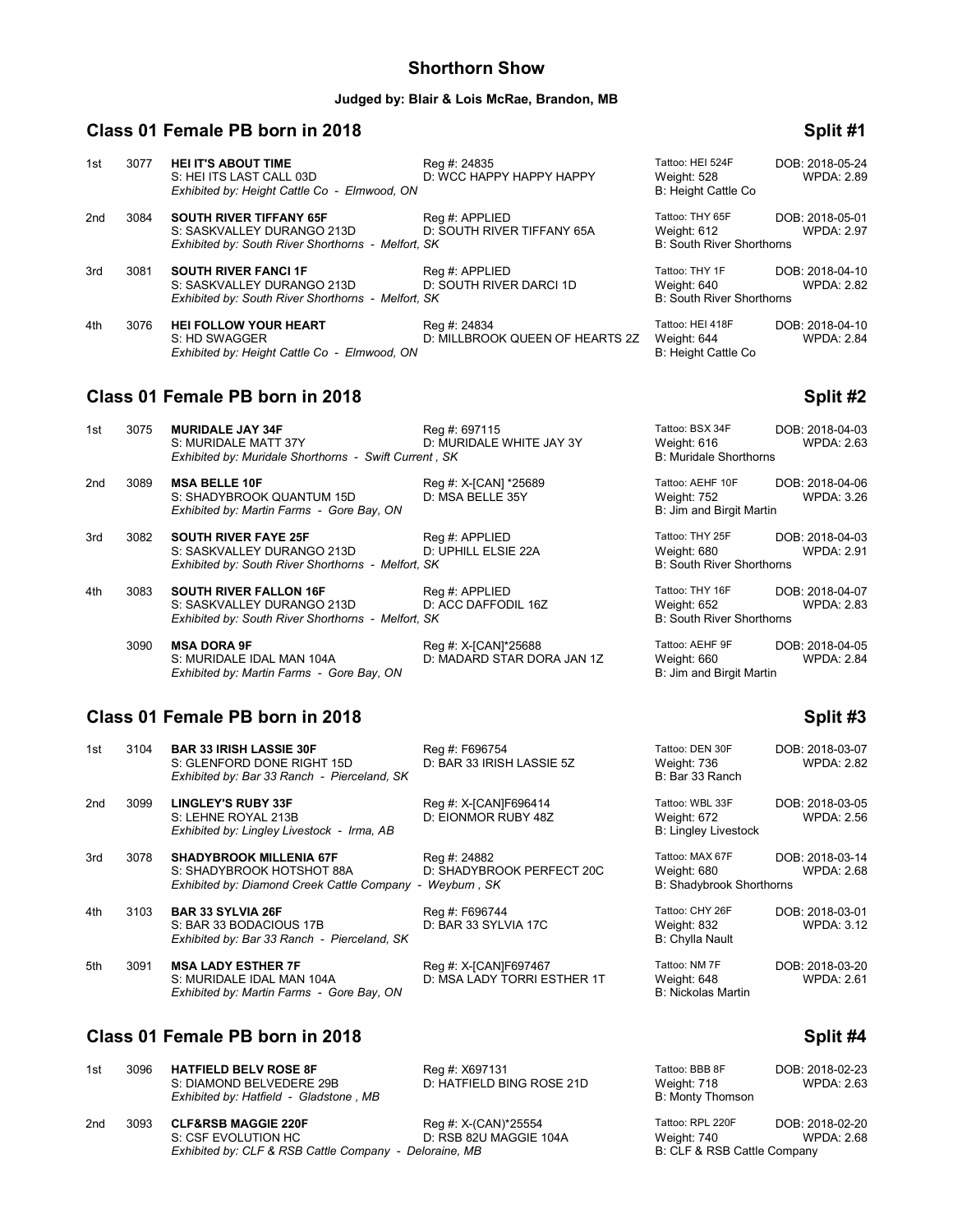# Shorthorn Show

**Judged by: Blair & Lois McRae, Brandon, MB**

## Class 01 Female PB born in 2018 — Split #1

1st 3077 **HEI IT'S ABOUT TIME** Reg #: 24835 Tattoo: HEI 524F DOB: 2018-05-24
S: HEI ITS LAST CALL 03D D: WCC HAPPY HAPPY HAPPY Weight: 528 WPDA: 2.89
*Exhibited by: Height Cattle Co - Elmwood, ON* B: Height Cattle Co

2nd 3084 **SOUTH RIVER TIFFANY 65F** Reg #: APPLIED Tattoo: THY 65F DOB: 2018-05-01
S: SASKVALLEY DURANGO 213D D: SOUTH RIVER TIFFANY 65A Weight: 612 WPDA: 2.97
*Exhibited by: South River Shorthorns - Melfort, SK* B: South River Shorthorns

3rd 3081 **SOUTH RIVER FANCI 1F** Reg #: APPLIED Tattoo: THY 1F DOB: 2018-04-10
S: SASKVALLEY DURANGO 213D D: SOUTH RIVER DARCI 1D Weight: 640 WPDA: 2.82
*Exhibited by: South River Shorthorns - Melfort, SK* B: South River Shorthorns

4th 3076 **HEI FOLLOW YOUR HEART** Reg #: 24834 Tattoo: HEI 418F DOB: 2018-04-10
S: HD SWAGGER D: MILLBROOK QUEEN OF HEARTS 2Z Weight: 644 WPDA: 2.84
*Exhibited by: Height Cattle Co - Elmwood, ON* B: Height Cattle Co

## Class 01 Female PB born in 2018 — Split #2

1st 3075 **MURIDALE JAY 34F** Reg #: 697115 Tattoo: BSX 34F DOB: 2018-04-03
S: MURIDALE MATT 37Y D: MURIDALE WHITE JAY 3Y Weight: 616 WPDA: 2.63
*Exhibited by: Muridale Shorthorns - Swift Current , SK* B: Muridale Shorthorns

2nd 3089 **MSA BELLE 10F** Reg #: X-[CAN] *25689 Tattoo: AEHF 10F DOB: 2018-04-06
S: SHADYBROOK QUANTUM 15D D: MSA BELLE 35Y Weight: 752 WPDA: 3.26
*Exhibited by: Martin Farms - Gore Bay, ON* B: Jim and Birgit Martin

3rd 3082 **SOUTH RIVER FAYE 25F** Reg #: APPLIED Tattoo: THY 25F DOB: 2018-04-03
S: SASKVALLEY DURANGO 213D D: UPHILL ELSIE 22A Weight: 680 WPDA: 2.91
*Exhibited by: South River Shorthorns - Melfort, SK* B: South River Shorthorns

4th 3083 **SOUTH RIVER FALLON 16F** Reg #: APPLIED Tattoo: THY 16F DOB: 2018-04-07
S: SASKVALLEY DURANGO 213D D: ACC DAFFODIL 16Z Weight: 652 WPDA: 2.83
*Exhibited by: South River Shorthorns - Melfort, SK* B: South River Shorthorns

3090 **MSA DORA 9F** Reg #: X-[CAN]*25688 Tattoo: AEHF 9F DOB: 2018-04-05
S: MURIDALE IDAL MAN 104A D: MADARD STAR DORA JAN 1Z Weight: 660 WPDA: 2.84
*Exhibited by: Martin Farms - Gore Bay, ON* B: Jim and Birgit Martin

## Class 01 Female PB born in 2018 — Split #3

1st 3104 **BAR 33 IRISH LASSIE 30F** Reg #: F696754 Tattoo: DEN 30F DOB: 2018-03-07
S: GLENFORD DONE RIGHT 15D D: BAR 33 IRISH LASSIE 5Z Weight: 736 WPDA: 2.82
*Exhibited by: Bar 33 Ranch - Pierceland, SK* B: Bar 33 Ranch

2nd 3099 **LINGLEY'S RUBY 33F** Reg #: X-[CAN]F696414 Tattoo: WBL 33F DOB: 2018-03-05
S: LEHNE ROYAL 213B D: EIONMOR RUBY 48Z Weight: 672 WPDA: 2.56
*Exhibited by: Lingley Livestock - Irma, AB* B: Lingley Livestock

3rd 3078 **SHADYBROOK MILLENIA 67F** Reg #: 24882 Tattoo: MAX 67F DOB: 2018-03-14
S: SHADYBROOK HOTSHOT 88A D: SHADYBROOK PERFECT 20C Weight: 680 WPDA: 2.68
*Exhibited by: Diamond Creek Cattle Company - Weyburn , SK* B: Shadybrook Shorthorns

4th 3103 **BAR 33 SYLVIA 26F** Reg #: F696744 Tattoo: CHY 26F DOB: 2018-03-01
S: BAR 33 BODACIOUS 17B D: BAR 33 SYLVIA 17C Weight: 832 WPDA: 3.12
*Exhibited by: Bar 33 Ranch - Pierceland, SK* B: Chylla Nault

5th 3091 **MSA LADY ESTHER 7F** Reg #: X-[CAN]F697467 Tattoo: NM 7F DOB: 2018-03-20
S: MURIDALE IDAL MAN 104A D: MSA LADY TORRI ESTHER 1T Weight: 648 WPDA: 2.61
*Exhibited by: Martin Farms - Gore Bay, ON* B: Nickolas Martin

## Class 01 Female PB born in 2018 — Split #4

1st 3096 **HATFIELD BELV ROSE 8F** Reg #: X697131 Tattoo: BBB 8F DOB: 2018-02-23
S: DIAMOND BELVEDERE 29B D: HATFIELD BING ROSE 21D Weight: 718 WPDA: 2.63
*Exhibited by: Hatfield - Gladstone , MB* B: Monty Thomson

2nd 3093 **CLF&RSB MAGGIE 220F** Reg #: X-(CAN)*25554 Tattoo: RPL 220F DOB: 2018-02-20
S: CSF EVOLUTION HC D: RSB 82U MAGGIE 104A Weight: 740 WPDA: 2.68
*Exhibited by: CLF & RSB Cattle Company - Deloraine, MB* B: CLF & RSB Cattle Company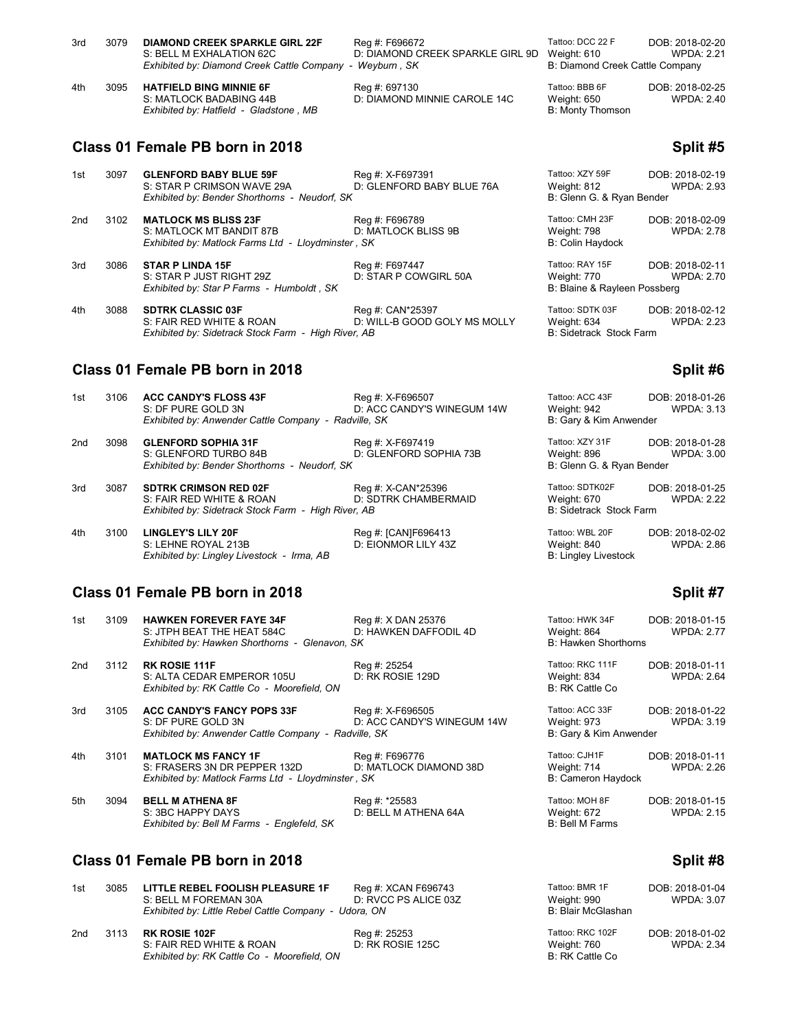| Place | No. | Name / Sire / Exhibitor | Reg # / Dam | Tattoo / Weight / Breeder | DOB / WPDA |
|---|---|---|---|---|---|
| 3rd | 3079 | **DIAMOND CREEK SPARKLE GIRL 22F**<br>S: BELL M EXHALATION 62C<br>*Exhibited by: Diamond Creek Cattle Company - Weyburn , SK* | Reg #: F696672<br>D: DIAMOND CREEK SPARKLE GIRL 9D | Tattoo: DCC 22 F<br>Weight: 610<br>B: Diamond Creek Cattle Company | DOB: 2018-02-20<br>WPDA: 2.21 |
| 4th | 3095 | **HATFIELD BING MINNIE 6F**<br>S: MATLOCK BADABING 44B<br>*Exhibited by: Hatfield - Gladstone , MB* | Reg #: 697130<br>D: DIAMOND MINNIE CAROLE 14C | Tattoo: BBB 6F<br>Weight: 650<br>B: Monty Thomson | DOB: 2018-02-25<br>WPDA: 2.40 |

## Class 01 Female PB born in 2018 — Split #5

| Place | No. | Name / Sire / Exhibitor | Reg # / Dam | Tattoo / Weight / Breeder | DOB / WPDA |
|---|---|---|---|---|---|
| 1st | 3097 | **GLENFORD BABY BLUE 59F**<br>S: STAR P CRIMSON WAVE 29A<br>*Exhibited by: Bender Shorthorns - Neudorf, SK* | Reg #: X-F697391<br>D: GLENFORD BABY BLUE 76A | Tattoo: XZY 59F<br>Weight: 812<br>B: Glenn G. & Ryan Bender | DOB: 2018-02-19<br>WPDA: 2.93 |
| 2nd | 3102 | **MATLOCK MS BLISS 23F**<br>S: MATLOCK MT BANDIT 87B<br>*Exhibited by: Matlock Farms Ltd - Lloydminster , SK* | Reg #: F696789<br>D: MATLOCK BLISS 9B | Tattoo: CMH 23F<br>Weight: 798<br>B: Colin Haydock | DOB: 2018-02-09<br>WPDA: 2.78 |
| 3rd | 3086 | **STAR P LINDA 15F**<br>S: STAR P JUST RIGHT 29Z<br>*Exhibited by: Star P Farms - Humboldt , SK* | Reg #: F697447<br>D: STAR P COWGIRL 50A | Tattoo: RAY 15F<br>Weight: 770<br>B: Blaine & Rayleen Possberg | DOB: 2018-02-11<br>WPDA: 2.70 |
| 4th | 3088 | **SDTRK CLASSIC 03F**<br>S: FAIR RED WHITE & ROAN<br>*Exhibited by: Sidetrack Stock Farm - High River, AB* | Reg #: CAN*25397<br>D: WILL-B GOOD GOLY MS MOLLY | Tattoo: SDTK 03F<br>Weight: 634<br>B: Sidetrack Stock Farm | DOB: 2018-02-12<br>WPDA: 2.23 |

## Class 01 Female PB born in 2018 — Split #6

| Place | No. | Name / Sire / Exhibitor | Reg # / Dam | Tattoo / Weight / Breeder | DOB / WPDA |
|---|---|---|---|---|---|
| 1st | 3106 | **ACC CANDY'S FLOSS 43F**<br>S: DF PURE GOLD 3N<br>*Exhibited by: Anwender Cattle Company - Radville, SK* | Reg #: X-F696507<br>D: ACC CANDY'S WINEGUM 14W | Tattoo: ACC 43F<br>Weight: 942<br>B: Gary & Kim Anwender | DOB: 2018-01-26<br>WPDA: 3.13 |
| 2nd | 3098 | **GLENFORD SOPHIA 31F**<br>S: GLENFORD TURBO 84B<br>*Exhibited by: Bender Shorthorns - Neudorf, SK* | Reg #: X-F697419<br>D: GLENFORD SOPHIA 73B | Tattoo: XZY 31F<br>Weight: 896<br>B: Glenn G. & Ryan Bender | DOB: 2018-01-28<br>WPDA: 3.00 |
| 3rd | 3087 | **SDTRK CRIMSON RED 02F**<br>S: FAIR RED WHITE & ROAN<br>*Exhibited by: Sidetrack Stock Farm - High River, AB* | Reg #: X-CAN*25396<br>D: SDTRK CHAMBERMAID | Tattoo: SDTK02F<br>Weight: 670<br>B: Sidetrack Stock Farm | DOB: 2018-01-25<br>WPDA: 2.22 |
| 4th | 3100 | **LINGLEY'S LILY 20F**<br>S: LEHNE ROYAL 213B<br>*Exhibited by: Lingley Livestock - Irma, AB* | Reg #: [CAN]F696413<br>D: EIONMOR LILY 43Z | Tattoo: WBL 20F<br>Weight: 840<br>B: Lingley Livestock | DOB: 2018-02-02<br>WPDA: 2.86 |

## Class 01 Female PB born in 2018 — Split #7

| Place | No. | Name / Sire / Exhibitor | Reg # / Dam | Tattoo / Weight / Breeder | DOB / WPDA |
|---|---|---|---|---|---|
| 1st | 3109 | **HAWKEN FOREVER FAYE 34F**<br>S: JTPH BEAT THE HEAT 584C<br>*Exhibited by: Hawken Shorthorns - Glenavon, SK* | Reg #: X DAN 25376<br>D: HAWKEN DAFFODIL 4D | Tattoo: HWK 34F<br>Weight: 864<br>B: Hawken Shorthorns | DOB: 2018-01-15<br>WPDA: 2.77 |
| 2nd | 3112 | **RK ROSIE 111F**<br>S: ALTA CEDAR EMPEROR 105U<br>*Exhibited by: RK Cattle Co - Moorefield, ON* | Reg #: 25254<br>D: RK ROSIE 129D | Tattoo: RKC 111F<br>Weight: 834<br>B: RK Cattle Co | DOB: 2018-01-11<br>WPDA: 2.64 |
| 3rd | 3105 | **ACC CANDY'S FANCY POPS 33F**<br>S: DF PURE GOLD 3N<br>*Exhibited by: Anwender Cattle Company - Radville, SK* | Reg #: X-F696505<br>D: ACC CANDY'S WINEGUM 14W | Tattoo: ACC 33F<br>Weight: 973<br>B: Gary & Kim Anwender | DOB: 2018-01-22<br>WPDA: 3.19 |
| 4th | 3101 | **MATLOCK MS FANCY 1F**<br>S: FRASERS 3N DR PEPPER 132D<br>*Exhibited by: Matlock Farms Ltd - Lloydminster , SK* | Reg #: F696776<br>D: MATLOCK DIAMOND 38D | Tattoo: CJH1F<br>Weight: 714<br>B: Cameron Haydock | DOB: 2018-01-11<br>WPDA: 2.26 |
| 5th | 3094 | **BELL M ATHENA 8F**<br>S: 3BC HAPPY DAYS<br>*Exhibited by: Bell M Farms - Englefeld, SK* | Reg #: *25583<br>D: BELL M ATHENA 64A | Tattoo: MOH 8F<br>Weight: 672<br>B: Bell M Farms | DOB: 2018-01-15<br>WPDA: 2.15 |

## Class 01 Female PB born in 2018 — Split #8

| Place | No. | Name / Sire / Exhibitor | Reg # / Dam | Tattoo / Weight / Breeder | DOB / WPDA |
|---|---|---|---|---|---|
| 1st | 3085 | **LITTLE REBEL FOOLISH PLEASURE 1F**<br>S: BELL M FOREMAN 30A<br>*Exhibited by: Little Rebel Cattle Company - Udora, ON* | Reg #: XCAN F696743<br>D: RVCC PS ALICE 03Z | Tattoo: BMR 1F<br>Weight: 990<br>B: Blair McGlashan | DOB: 2018-01-04<br>WPDA: 3.07 |
| 2nd | 3113 | **RK ROSIE 102F**<br>S: FAIR RED WHITE & ROAN<br>*Exhibited by: RK Cattle Co - Moorefield, ON* | Reg #: 25253<br>D: RK ROSIE 125C | Tattoo: RKC 102F<br>Weight: 760<br>B: RK Cattle Co | DOB: 2018-01-02<br>WPDA: 2.34 |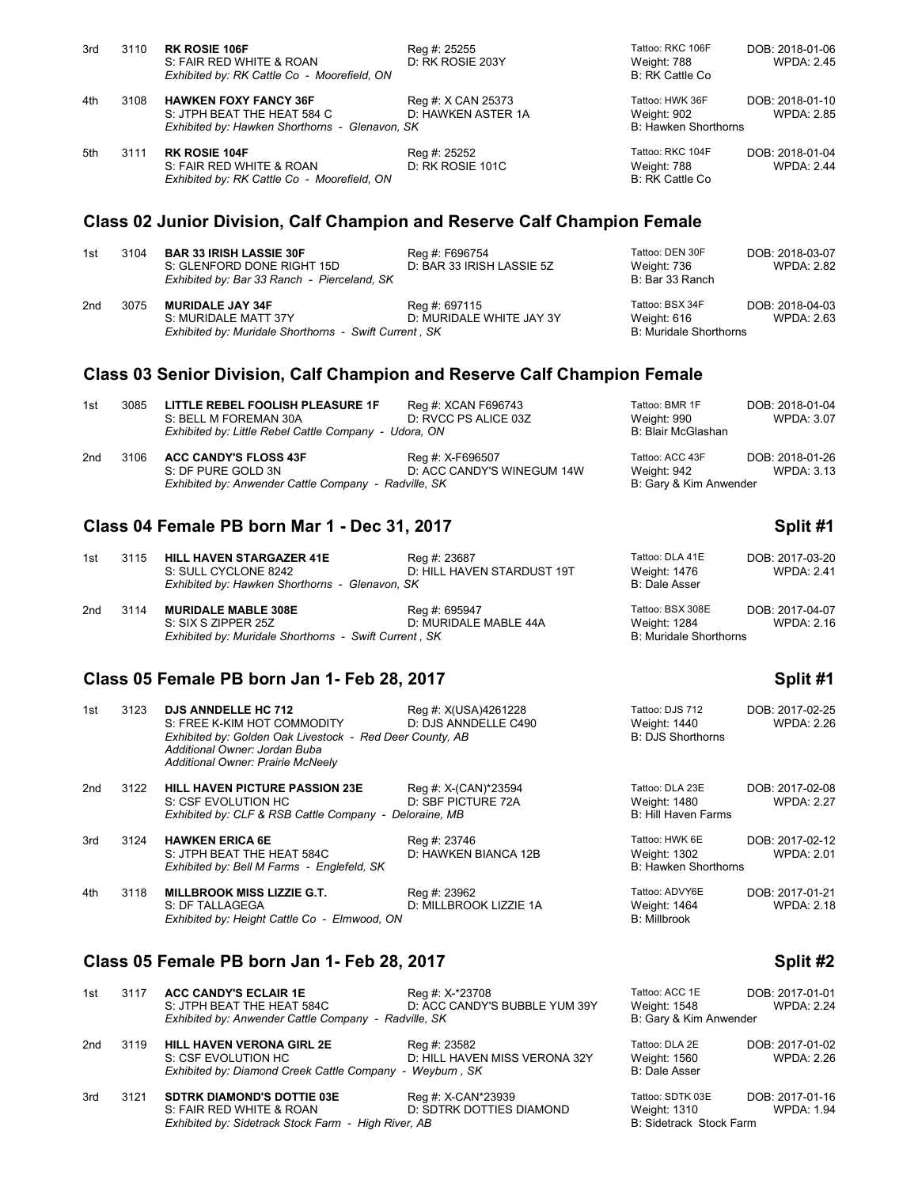| Place | No. | Name | Reg # | Tattoo / Weight / Breeder | DOB / WPDA |
|---|---|---|---|---|---|
| 3rd | 3110 | **RK ROSIE 106F**<br>S: FAIR RED WHITE & ROAN<br>*Exhibited by: RK Cattle Co - Moorefield, ON* | Reg #: 25255<br>D: RK ROSIE 203Y | Tattoo: RKC 106F<br>Weight: 788<br>B: RK Cattle Co | DOB: 2018-01-06<br>WPDA: 2.45 |
| 4th | 3108 | **HAWKEN FOXY FANCY 36F**<br>S: JTPH BEAT THE HEAT 584 C<br>*Exhibited by: Hawken Shorthorns - Glenavon, SK* | Reg #: X CAN 25373<br>D: HAWKEN ASTER 1A | Tattoo: HWK 36F<br>Weight: 902<br>B: Hawken Shorthorns | DOB: 2018-01-10<br>WPDA: 2.85 |
| 5th | 3111 | **RK ROSIE 104F**<br>S: FAIR RED WHITE & ROAN<br>*Exhibited by: RK Cattle Co - Moorefield, ON* | Reg #: 25252<br>D: RK ROSIE 101C | Tattoo: RKC 104F<br>Weight: 788<br>B: RK Cattle Co | DOB: 2018-01-04<br>WPDA: 2.44 |

## Class 02 Junior Division, Calf Champion and Reserve Calf Champion Female

| Place | No. | Name | Reg # | Tattoo / Weight / Breeder | DOB / WPDA |
|---|---|---|---|---|---|
| 1st | 3104 | **BAR 33 IRISH LASSIE 30F**<br>S: GLENFORD DONE RIGHT 15D<br>*Exhibited by: Bar 33 Ranch - Pierceland, SK* | Reg #: F696754<br>D: BAR 33 IRISH LASSIE 5Z | Tattoo: DEN 30F<br>Weight: 736<br>B: Bar 33 Ranch | DOB: 2018-03-07<br>WPDA: 2.82 |
| 2nd | 3075 | **MURIDALE JAY 34F**<br>S: MURIDALE MATT 37Y<br>*Exhibited by: Muridale Shorthorns - Swift Current , SK* | Reg #: 697115<br>D: MURIDALE WHITE JAY 3Y | Tattoo: BSX 34F<br>Weight: 616<br>B: Muridale Shorthorns | DOB: 2018-04-03<br>WPDA: 2.63 |

## Class 03 Senior Division, Calf Champion and Reserve Calf Champion Female

| Place | No. | Name | Reg # | Tattoo / Weight / Breeder | DOB / WPDA |
|---|---|---|---|---|---|
| 1st | 3085 | **LITTLE REBEL FOOLISH PLEASURE 1F**<br>S: BELL M FOREMAN 30A<br>*Exhibited by: Little Rebel Cattle Company - Udora, ON* | Reg #: XCAN F696743<br>D: RVCC PS ALICE 03Z | Tattoo: BMR 1F<br>Weight: 990<br>B: Blair McGlashan | DOB: 2018-01-04<br>WPDA: 3.07 |
| 2nd | 3106 | **ACC CANDY'S FLOSS 43F**<br>S: DF PURE GOLD 3N<br>*Exhibited by: Anwender Cattle Company - Radville, SK* | Reg #: X-F696507<br>D: ACC CANDY'S WINEGUM 14W | Tattoo: ACC 43F<br>Weight: 942<br>B: Gary & Kim Anwender | DOB: 2018-01-26<br>WPDA: 3.13 |

## Class 04 Female PB born Mar 1 - Dec 31, 2017 — Split #1

| Place | No. | Name | Reg # | Tattoo / Weight / Breeder | DOB / WPDA |
|---|---|---|---|---|---|
| 1st | 3115 | **HILL HAVEN STARGAZER 41E**<br>S: SULL CYCLONE 8242<br>*Exhibited by: Hawken Shorthorns - Glenavon, SK* | Reg #: 23687<br>D: HILL HAVEN STARDUST 19T | Tattoo: DLA 41E<br>Weight: 1476<br>B: Dale Asser | DOB: 2017-03-20<br>WPDA: 2.41 |
| 2nd | 3114 | **MURIDALE MABLE 308E**<br>S: SIX S ZIPPER 25Z<br>*Exhibited by: Muridale Shorthorns - Swift Current , SK* | Reg #: 695947<br>D: MURIDALE MABLE 44A | Tattoo: BSX 308E<br>Weight: 1284<br>B: Muridale Shorthorns | DOB: 2017-04-07<br>WPDA: 2.16 |

## Class 05 Female PB born Jan 1- Feb 28, 2017 — Split #1

| Place | No. | Name | Reg # | Tattoo / Weight / Breeder | DOB / WPDA |
|---|---|---|---|---|---|
| 1st | 3123 | **DJS ANNDELLE HC 712**<br>S: FREE K-KIM HOT COMMODITY<br>*Exhibited by: Golden Oak Livestock - Red Deer County, AB*<br>*Additional Owner: Jordan Buba*<br>*Additional Owner: Prairie McNeely* | Reg #: X(USA)4261228<br>D: DJS ANNDELLE C490 | Tattoo: DJS 712<br>Weight: 1440<br>B: DJS Shorthorns | DOB: 2017-02-25<br>WPDA: 2.26 |
| 2nd | 3122 | **HILL HAVEN PICTURE PASSION 23E**<br>S: CSF EVOLUTION HC<br>*Exhibited by: CLF & RSB Cattle Company - Deloraine, MB* | Reg #: X-(CAN)*23594<br>D: SBF PICTURE 72A | Tattoo: DLA 23E<br>Weight: 1480<br>B: Hill Haven Farms | DOB: 2017-02-08<br>WPDA: 2.27 |
| 3rd | 3124 | **HAWKEN ERICA 6E**<br>S: JTPH BEAT THE HEAT 584C<br>*Exhibited by: Bell M Farms - Englefeld, SK* | Reg #: 23746<br>D: HAWKEN BIANCA 12B | Tattoo: HWK 6E<br>Weight: 1302<br>B: Hawken Shorthorns | DOB: 2017-02-12<br>WPDA: 2.01 |
| 4th | 3118 | **MILLBROOK MISS LIZZIE G.T.**<br>S: DF TALLAGEGA<br>*Exhibited by: Height Cattle Co - Elmwood, ON* | Reg #: 23962<br>D: MILLBROOK LIZZIE 1A | Tattoo: ADVY6E<br>Weight: 1464<br>B: Millbrook | DOB: 2017-01-21<br>WPDA: 2.18 |

## Class 05 Female PB born Jan 1- Feb 28, 2017 — Split #2

| Place | No. | Name | Reg # | Tattoo / Weight / Breeder | DOB / WPDA |
|---|---|---|---|---|---|
| 1st | 3117 | **ACC CANDY'S ECLAIR 1E**<br>S: JTPH BEAT THE HEAT 584C<br>*Exhibited by: Anwender Cattle Company - Radville, SK* | Reg #: X-*23708<br>D: ACC CANDY'S BUBBLE YUM 39Y | Tattoo: ACC 1E<br>Weight: 1548<br>B: Gary & Kim Anwender | DOB: 2017-01-01<br>WPDA: 2.24 |
| 2nd | 3119 | **HILL HAVEN VERONA GIRL 2E**<br>S: CSF EVOLUTION HC<br>*Exhibited by: Diamond Creek Cattle Company - Weyburn , SK* | Reg #: 23582<br>D: HILL HAVEN MISS VERONA 32Y | Tattoo: DLA 2E<br>Weight: 1560<br>B: Dale Asser | DOB: 2017-01-02<br>WPDA: 2.26 |
| 3rd | 3121 | **SDTRK DIAMOND'S DOTTIE 03E**<br>S: FAIR RED WHITE & ROAN<br>*Exhibited by: Sidetrack Stock Farm - High River, AB* | Reg #: X-CAN*23939<br>D: SDTRK DOTTIES DIAMOND | Tattoo: SDTK 03E<br>Weight: 1310<br>B: Sidetrack Stock Farm | DOB: 2017-01-16<br>WPDA: 1.94 |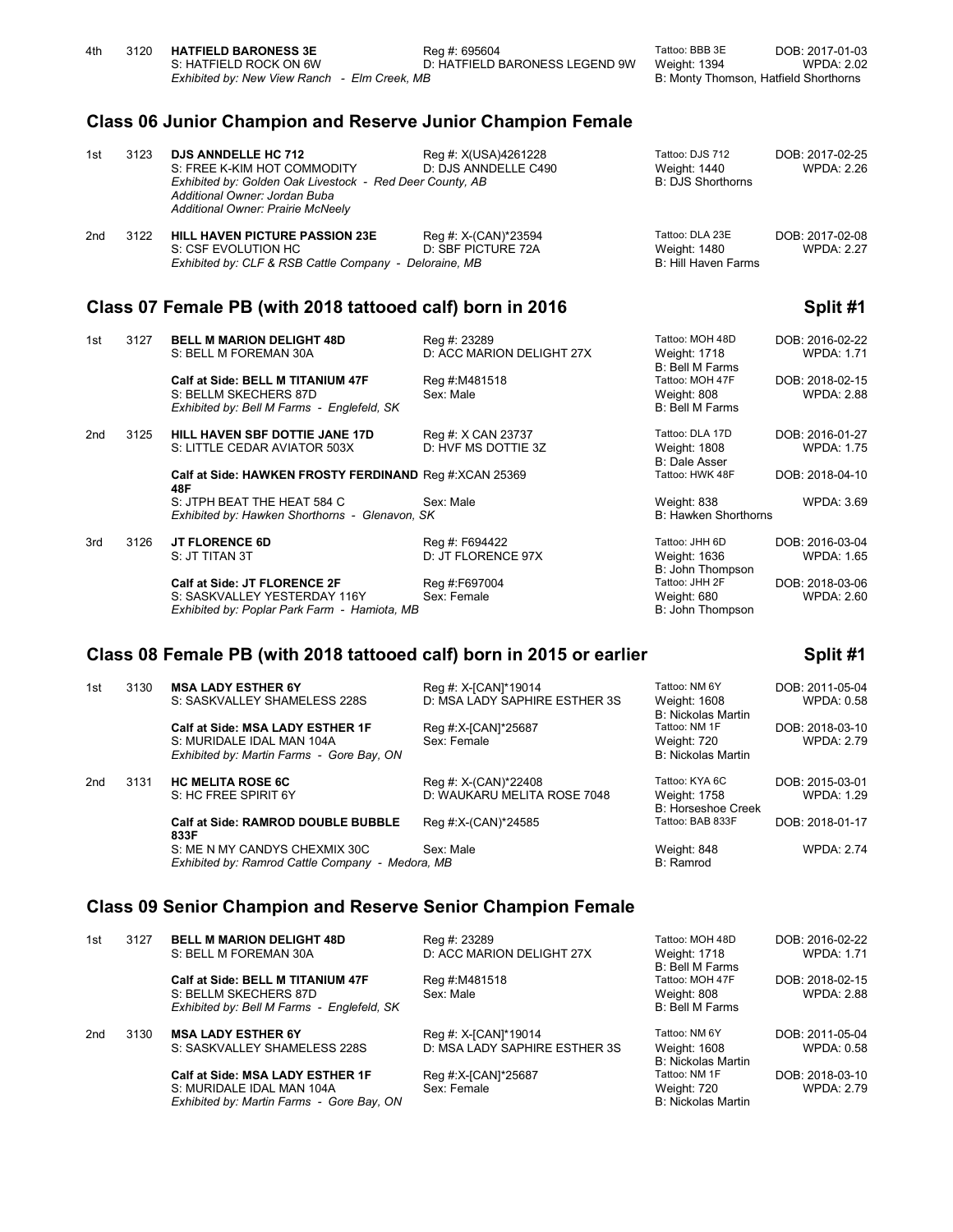4th 3120 **HATFIELD BARONESS 3E** Reg #: 695604 Tattoo: BBB 3E DOB: 2017-01-03
S: HATFIELD ROCK ON 6W D: HATFIELD BARONESS LEGEND 9W Weight: 1394 WPDA: 2.02
*Exhibited by: New View Ranch - Elm Creek, MB* B: Monty Thomson, Hatfield Shorthorns

## Class 06 Junior Champion and Reserve Junior Champion Female

1st 3123 **DJS ANNDELLE HC 712** Reg #: X(USA)4261228 Tattoo: DJS 712 DOB: 2017-02-25
S: FREE K-KIM HOT COMMODITY D: DJS ANNDELLE C490 Weight: 1440 WPDA: 2.26
*Exhibited by: Golden Oak Livestock - Red Deer County, AB* B: DJS Shorthorns
*Additional Owner: Jordan Buba*
*Additional Owner: Prairie McNeely*

2nd 3122 **HILL HAVEN PICTURE PASSION 23E** Reg #: X-(CAN)*23594 Tattoo: DLA 23E DOB: 2017-02-08
S: CSF EVOLUTION HC D: SBF PICTURE 72A Weight: 1480 WPDA: 2.27
*Exhibited by: CLF & RSB Cattle Company - Deloraine, MB* B: Hill Haven Farms

## Class 07 Female PB (with 2018 tattooed calf) born in 2016 — Split #1

1st 3127 **BELL M MARION DELIGHT 48D** Reg #: 23289 Tattoo: MOH 48D DOB: 2016-02-22
S: BELL M FOREMAN 30A D: ACC MARION DELIGHT 27X Weight: 1718 WPDA: 1.71
B: Bell M Farms
**Calf at Side: BELL M TITANIUM 47F** Reg #:M481518 Tattoo: MOH 47F DOB: 2018-02-15
S: BELLM SKECHERS 87D Sex: Male Weight: 808 WPDA: 2.88
*Exhibited by: Bell M Farms - Englefeld, SK* B: Bell M Farms

2nd 3125 **HILL HAVEN SBF DOTTIE JANE 17D** Reg #: X CAN 23737 Tattoo: DLA 17D DOB: 2016-01-27
S: LITTLE CEDAR AVIATOR 503X D: HVF MS DOTTIE 3Z Weight: 1808 WPDA: 1.75
B: Dale Asser
**Calf at Side: HAWKEN FROSTY FERDINAND 48F** Reg #:XCAN 25369 Tattoo: HWK 48F DOB: 2018-04-10
S: JTPH BEAT THE HEAT 584 C Sex: Male Weight: 838 WPDA: 3.69
*Exhibited by: Hawken Shorthorns - Glenavon, SK* B: Hawken Shorthorns

3rd 3126 **JT FLORENCE 6D** Reg #: F694422 Tattoo: JHH 6D DOB: 2016-03-04
S: JT TITAN 3T D: JT FLORENCE 97X Weight: 1636 WPDA: 1.65
B: John Thompson
**Calf at Side: JT FLORENCE 2F** Reg #:F697004 Tattoo: JHH 2F DOB: 2018-03-06
S: SASKVALLEY YESTERDAY 116Y Sex: Female Weight: 680 WPDA: 2.60
*Exhibited by: Poplar Park Farm - Hamiota, MB* B: John Thompson

## Class 08 Female PB (with 2018 tattooed calf) born in 2015 or earlier — Split #1

1st 3130 **MSA LADY ESTHER 6Y** Reg #: X-[CAN]*19014 Tattoo: NM 6Y DOB: 2011-05-04
S: SASKVALLEY SHAMELESS 228S D: MSA LADY SAPHIRE ESTHER 3S Weight: 1608 WPDA: 0.58
B: Nickolas Martin
**Calf at Side: MSA LADY ESTHER 1F** Reg #:X-[CAN]*25687 Tattoo: NM 1F DOB: 2018-03-10
S: MURIDALE IDAL MAN 104A Sex: Female Weight: 720 WPDA: 2.79
*Exhibited by: Martin Farms - Gore Bay, ON* B: Nickolas Martin

2nd 3131 **HC MELITA ROSE 6C** Reg #: X-(CAN)*22408 Tattoo: KYA 6C DOB: 2015-03-01
S: HC FREE SPIRIT 6Y D: WAUKARU MELITA ROSE 7048 Weight: 1758 WPDA: 1.29
B: Horseshoe Creek
**Calf at Side: RAMROD DOUBLE BUBBLE 833F** Reg #:X-(CAN)*24585 Tattoo: BAB 833F DOB: 2018-01-17
S: ME N MY CANDYS CHEXMIX 30C Sex: Male Weight: 848 WPDA: 2.74
*Exhibited by: Ramrod Cattle Company - Medora, MB* B: Ramrod

## Class 09 Senior Champion and Reserve Senior Champion Female

1st 3127 **BELL M MARION DELIGHT 48D** Reg #: 23289 Tattoo: MOH 48D DOB: 2016-02-22
S: BELL M FOREMAN 30A D: ACC MARION DELIGHT 27X Weight: 1718 WPDA: 1.71
B: Bell M Farms
**Calf at Side: BELL M TITANIUM 47F** Reg #:M481518 Tattoo: MOH 47F DOB: 2018-02-15
S: BELLM SKECHERS 87D Sex: Male Weight: 808 WPDA: 2.88
*Exhibited by: Bell M Farms - Englefeld, SK* B: Bell M Farms

2nd 3130 **MSA LADY ESTHER 6Y** Reg #: X-[CAN]*19014 Tattoo: NM 6Y DOB: 2011-05-04
S: SASKVALLEY SHAMELESS 228S D: MSA LADY SAPHIRE ESTHER 3S Weight: 1608 WPDA: 0.58
B: Nickolas Martin
**Calf at Side: MSA LADY ESTHER 1F** Reg #:X-[CAN]*25687 Tattoo: NM 1F DOB: 2018-03-10
S: MURIDALE IDAL MAN 104A Sex: Female Weight: 720 WPDA: 2.79
*Exhibited by: Martin Farms - Gore Bay, ON* B: Nickolas Martin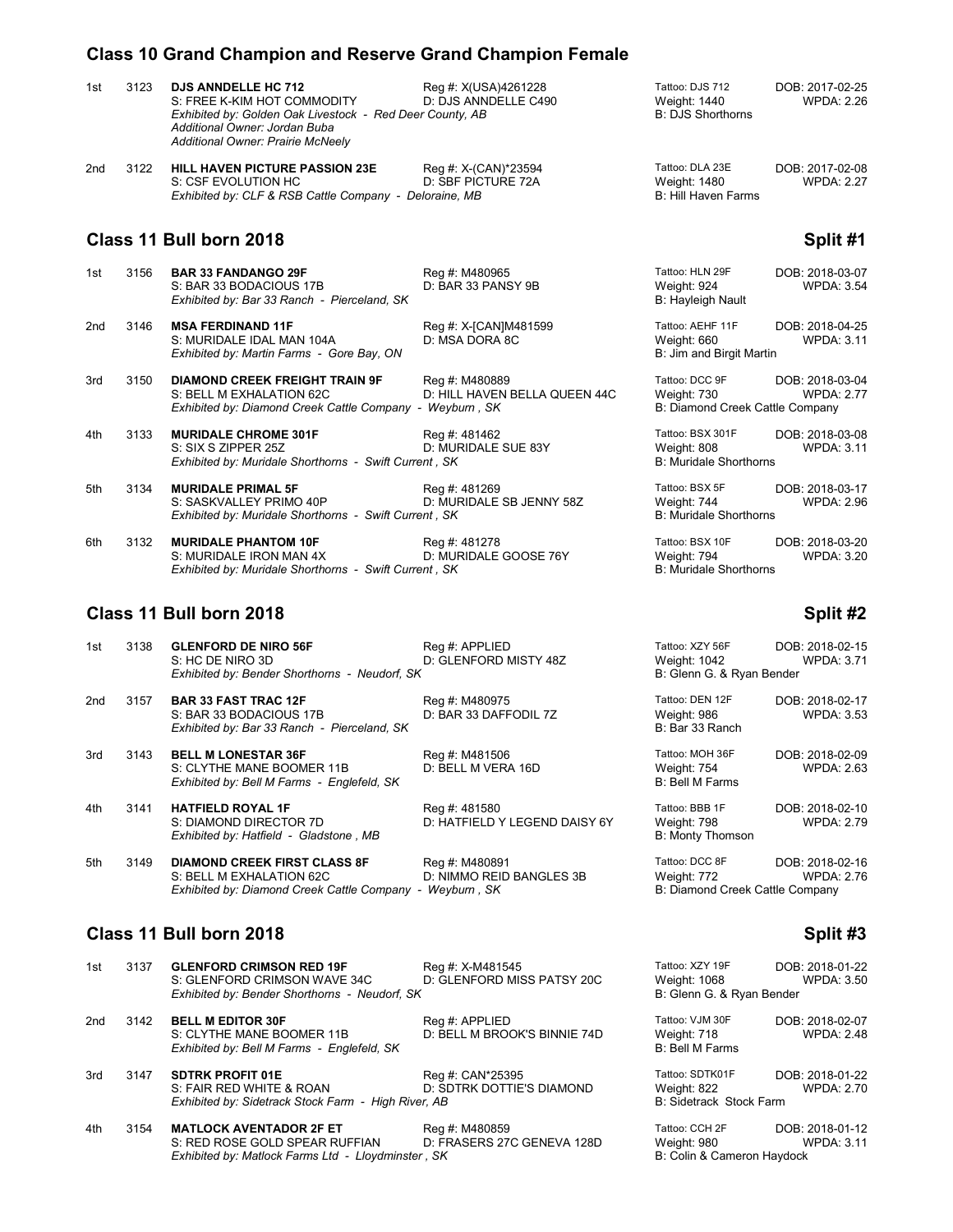## Class 10 Grand Champion and Reserve Grand Champion Female

| Place | No. | Name | Reg # | Tattoo / Weight | DOB / WPDA |
|---|---|---|---|---|---|
| 1st | 3123 | **DJS ANNDELLE HC 712**<br>S: FREE K-KIM HOT COMMODITY<br>*Exhibited by: Golden Oak Livestock - Red Deer County, AB*<br>*Additional Owner: Jordan Buba*<br>*Additional Owner: Prairie McNeely* | Reg #: X(USA)4261228<br>D: DJS ANNDELLE C490 | Tattoo: DJS 712<br>Weight: 1440<br>B: DJS Shorthorns | DOB: 2017-02-25<br>WPDA: 2.26 |
| 2nd | 3122 | **HILL HAVEN PICTURE PASSION 23E**<br>S: CSF EVOLUTION HC<br>*Exhibited by: CLF & RSB Cattle Company - Deloraine, MB* | Reg #: X-(CAN)*23594<br>D: SBF PICTURE 72A | Tattoo: DLA 23E<br>Weight: 1480<br>B: Hill Haven Farms | DOB: 2017-02-08<br>WPDA: 2.27 |

## Class 11 Bull born 2018 — Split #1

| Place | No. | Name | Reg # | Tattoo / Weight | DOB / WPDA |
|---|---|---|---|---|---|
| 1st | 3156 | **BAR 33 FANDANGO 29F**<br>S: BAR 33 BODACIOUS 17B<br>*Exhibited by: Bar 33 Ranch - Pierceland, SK* | Reg #: M480965<br>D: BAR 33 PANSY 9B | Tattoo: HLN 29F<br>Weight: 924<br>B: Hayleigh Nault | DOB: 2018-03-07<br>WPDA: 3.54 |
| 2nd | 3146 | **MSA FERDINAND 11F**<br>S: MURIDALE IDAL MAN 104A<br>*Exhibited by: Martin Farms - Gore Bay, ON* | Reg #: X-[CAN]M481599<br>D: MSA DORA 8C | Tattoo: AEHF 11F<br>Weight: 660<br>B: Jim and Birgit Martin | DOB: 2018-04-25<br>WPDA: 3.11 |
| 3rd | 3150 | **DIAMOND CREEK FREIGHT TRAIN 9F**<br>S: BELL M EXHALATION 62C<br>*Exhibited by: Diamond Creek Cattle Company - Weyburn , SK* | Reg #: M480889<br>D: HILL HAVEN BELLA QUEEN 44C | Tattoo: DCC 9F<br>Weight: 730<br>B: Diamond Creek Cattle Company | DOB: 2018-03-04<br>WPDA: 2.77 |
| 4th | 3133 | **MURIDALE CHROME 301F**<br>S: SIX S ZIPPER 25Z<br>*Exhibited by: Muridale Shorthorns - Swift Current , SK* | Reg #: 481462<br>D: MURIDALE SUE 83Y | Tattoo: BSX 301F<br>Weight: 808<br>B: Muridale Shorthorns | DOB: 2018-03-08<br>WPDA: 3.11 |
| 5th | 3134 | **MURIDALE PRIMAL 5F**<br>S: SASKVALLEY PRIMO 40P<br>*Exhibited by: Muridale Shorthorns - Swift Current , SK* | Reg #: 481269<br>D: MURIDALE SB JENNY 58Z | Tattoo: BSX 5F<br>Weight: 744<br>B: Muridale Shorthorns | DOB: 2018-03-17<br>WPDA: 2.96 |
| 6th | 3132 | **MURIDALE PHANTOM 10F**<br>S: MURIDALE IRON MAN 4X<br>*Exhibited by: Muridale Shorthorns - Swift Current , SK* | Reg #: 481278<br>D: MURIDALE GOOSE 76Y | Tattoo: BSX 10F<br>Weight: 794<br>B: Muridale Shorthorns | DOB: 2018-03-20<br>WPDA: 3.20 |

## Class 11 Bull born 2018 — Split #2

| Place | No. | Name | Reg # | Tattoo / Weight | DOB / WPDA |
|---|---|---|---|---|---|
| 1st | 3138 | **GLENFORD DE NIRO 56F**<br>S: HC DE NIRO 3D<br>*Exhibited by: Bender Shorthorns - Neudorf, SK* | Reg #: APPLIED<br>D: GLENFORD MISTY 48Z | Tattoo: XZY 56F<br>Weight: 1042<br>B: Glenn G. & Ryan Bender | DOB: 2018-02-15<br>WPDA: 3.71 |
| 2nd | 3157 | **BAR 33 FAST TRAC 12F**<br>S: BAR 33 BODACIOUS 17B<br>*Exhibited by: Bar 33 Ranch - Pierceland, SK* | Reg #: M480975<br>D: BAR 33 DAFFODIL 7Z | Tattoo: DEN 12F<br>Weight: 986<br>B: Bar 33 Ranch | DOB: 2018-02-17<br>WPDA: 3.53 |
| 3rd | 3143 | **BELL M LONESTAR 36F**<br>S: CLYTHE MANE BOOMER 11B<br>*Exhibited by: Bell M Farms - Englefeld, SK* | Reg #: M481506<br>D: BELL M VERA 16D | Tattoo: MOH 36F<br>Weight: 754<br>B: Bell M Farms | DOB: 2018-02-09<br>WPDA: 2.63 |
| 4th | 3141 | **HATFIELD ROYAL 1F**<br>S: DIAMOND DIRECTOR 7D<br>*Exhibited by: Hatfield - Gladstone , MB* | Reg #: 481580<br>D: HATFIELD Y LEGEND DAISY 6Y | Tattoo: BBB 1F<br>Weight: 798<br>B: Monty Thomson | DOB: 2018-02-10<br>WPDA: 2.79 |
| 5th | 3149 | **DIAMOND CREEK FIRST CLASS 8F**<br>S: BELL M EXHALATION 62C<br>*Exhibited by: Diamond Creek Cattle Company - Weyburn , SK* | Reg #: M480891<br>D: NIMMO REID BANGLES 3B | Tattoo: DCC 8F<br>Weight: 772<br>B: Diamond Creek Cattle Company | DOB: 2018-02-16<br>WPDA: 2.76 |

## Class 11 Bull born 2018 — Split #3

| Place | No. | Name | Reg # | Tattoo / Weight | DOB / WPDA |
|---|---|---|---|---|---|
| 1st | 3137 | **GLENFORD CRIMSON RED 19F**<br>S: GLENFORD CRIMSON WAVE 34C<br>*Exhibited by: Bender Shorthorns - Neudorf, SK* | Reg #: X-M481545<br>D: GLENFORD MISS PATSY 20C | Tattoo: XZY 19F<br>Weight: 1068<br>B: Glenn G. & Ryan Bender | DOB: 2018-01-22<br>WPDA: 3.50 |
| 2nd | 3142 | **BELL M EDITOR 30F**<br>S: CLYTHE MANE BOOMER 11B<br>*Exhibited by: Bell M Farms - Englefeld, SK* | Reg #: APPLIED<br>D: BELL M BROOK'S BINNIE 74D | Tattoo: VJM 30F<br>Weight: 718<br>B: Bell M Farms | DOB: 2018-02-07<br>WPDA: 2.48 |
| 3rd | 3147 | **SDTRK PROFIT 01E**<br>S: FAIR RED WHITE & ROAN<br>*Exhibited by: Sidetrack Stock Farm - High River, AB* | Reg #: CAN*25395<br>D: SDTRK DOTTIE'S DIAMOND | Tattoo: SDTK01F<br>Weight: 822<br>B: Sidetrack Stock Farm | DOB: 2018-01-22<br>WPDA: 2.70 |
| 4th | 3154 | **MATLOCK AVENTADOR 2F ET**<br>S: RED ROSE GOLD SPEAR RUFFIAN<br>*Exhibited by: Matlock Farms Ltd - Lloydminster , SK* | Reg #: M480859<br>D: FRASERS 27C GENEVA 128D | Tattoo: CCH 2F<br>Weight: 980<br>B: Colin & Cameron Haydock | DOB: 2018-01-12<br>WPDA: 3.11 |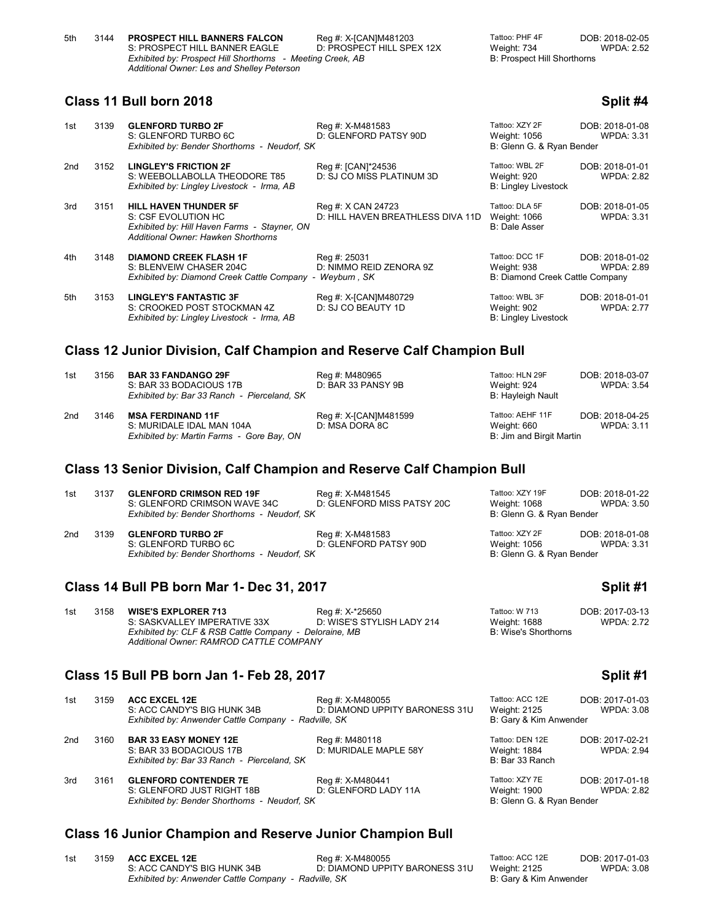| Place | No. | Name / Sire / Exhibitor | Reg # / Dam | Tattoo / Weight / Breeder | DOB / WPDA |
|---|---|---|---|---|---|
| 5th | 3144 | **PROSPECT HILL BANNERS FALCON**<br>S: PROSPECT HILL BANNER EAGLE<br>*Exhibited by: Prospect Hill Shorthorns - Meeting Creek, AB*<br>*Additional Owner: Les and Shelley Peterson* | Reg #: X-[CAN]M481203<br>D: PROSPECT HILL SPEX 12X | Tattoo: PHF 4F<br>Weight: 734<br>B: Prospect Hill Shorthorns | DOB: 2018-02-05<br>WPDA: 2.52 |

## Class 11 Bull born 2018 — Split #4

| Place | No. | Name / Sire / Exhibitor | Reg # / Dam | Tattoo / Weight / Breeder | DOB / WPDA |
|---|---|---|---|---|---|
| 1st | 3139 | **GLENFORD TURBO 2F**<br>S: GLENFORD TURBO 6C<br>*Exhibited by: Bender Shorthorns - Neudorf, SK* | Reg #: X-M481583<br>D: GLENFORD PATSY 90D | Tattoo: XZY 2F<br>Weight: 1056<br>B: Glenn G. & Ryan Bender | DOB: 2018-01-08<br>WPDA: 3.31 |
| 2nd | 3152 | **LINGLEY'S FRICTION 2F**<br>S: WEEBOLLABOLLA THEODORE T85<br>*Exhibited by: Lingley Livestock - Irma, AB* | Reg #: [CAN]*24536<br>D: SJ CO MISS PLATINUM 3D | Tattoo: WBL 2F<br>Weight: 920<br>B: Lingley Livestock | DOB: 2018-01-01<br>WPDA: 2.82 |
| 3rd | 3151 | **HILL HAVEN THUNDER 5F**<br>S: CSF EVOLUTION HC<br>*Exhibited by: Hill Haven Farms - Stayner, ON*<br>*Additional Owner: Hawken Shorthorns* | Reg #: X CAN 24723<br>D: HILL HAVEN BREATHLESS DIVA 11D | Tattoo: DLA 5F<br>Weight: 1066<br>B: Dale Asser | DOB: 2018-01-05<br>WPDA: 3.31 |
| 4th | 3148 | **DIAMOND CREEK FLASH 1F**<br>S: BLENVEIW CHASER 204C<br>*Exhibited by: Diamond Creek Cattle Company - Weyburn , SK* | Reg #: 25031<br>D: NIMMO REID ZENORA 9Z | Tattoo: DCC 1F<br>Weight: 938<br>B: Diamond Creek Cattle Company | DOB: 2018-01-02<br>WPDA: 2.89 |
| 5th | 3153 | **LINGLEY'S FANTASTIC 3F**<br>S: CROOKED POST STOCKMAN 4Z<br>*Exhibited by: Lingley Livestock - Irma, AB* | Reg #: X-[CAN]M480729<br>D: SJ CO BEAUTY 1D | Tattoo: WBL 3F<br>Weight: 902<br>B: Lingley Livestock | DOB: 2018-01-01<br>WPDA: 2.77 |

## Class 12 Junior Division, Calf Champion and Reserve Calf Champion Bull

| Place | No. | Name / Sire / Exhibitor | Reg # / Dam | Tattoo / Weight / Breeder | DOB / WPDA |
|---|---|---|---|---|---|
| 1st | 3156 | **BAR 33 FANDANGO 29F**<br>S: BAR 33 BODACIOUS 17B<br>*Exhibited by: Bar 33 Ranch - Pierceland, SK* | Reg #: M480965<br>D: BAR 33 PANSY 9B | Tattoo: HLN 29F<br>Weight: 924<br>B: Hayleigh Nault | DOB: 2018-03-07<br>WPDA: 3.54 |
| 2nd | 3146 | **MSA FERDINAND 11F**<br>S: MURIDALE IDAL MAN 104A<br>*Exhibited by: Martin Farms - Gore Bay, ON* | Reg #: X-[CAN]M481599<br>D: MSA DORA 8C | Tattoo: AEHF 11F<br>Weight: 660<br>B: Jim and Birgit Martin | DOB: 2018-04-25<br>WPDA: 3.11 |

## Class 13 Senior Division, Calf Champion and Reserve Calf Champion Bull

| Place | No. | Name / Sire / Exhibitor | Reg # / Dam | Tattoo / Weight / Breeder | DOB / WPDA |
|---|---|---|---|---|---|
| 1st | 3137 | **GLENFORD CRIMSON RED 19F**<br>S: GLENFORD CRIMSON WAVE 34C<br>*Exhibited by: Bender Shorthorns - Neudorf, SK* | Reg #: X-M481545<br>D: GLENFORD MISS PATSY 20C | Tattoo: XZY 19F<br>Weight: 1068<br>B: Glenn G. & Ryan Bender | DOB: 2018-01-22<br>WPDA: 3.50 |
| 2nd | 3139 | **GLENFORD TURBO 2F**<br>S: GLENFORD TURBO 6C<br>*Exhibited by: Bender Shorthorns - Neudorf, SK* | Reg #: X-M481583<br>D: GLENFORD PATSY 90D | Tattoo: XZY 2F<br>Weight: 1056<br>B: Glenn G. & Ryan Bender | DOB: 2018-01-08<br>WPDA: 3.31 |

## Class 14 Bull PB born Mar 1- Dec 31, 2017 — Split #1

| Place | No. | Name / Sire / Exhibitor | Reg # / Dam | Tattoo / Weight / Breeder | DOB / WPDA |
|---|---|---|---|---|---|
| 1st | 3158 | **WISE'S EXPLORER 713**<br>S: SASKVALLEY IMPERATIVE 33X<br>*Exhibited by: CLF & RSB Cattle Company - Deloraine, MB*<br>*Additional Owner: RAMROD CATTLE COMPANY* | Reg #: X-*25650<br>D: WISE'S STYLISH LADY 214 | Tattoo: W 713<br>Weight: 1688<br>B: Wise's Shorthorns | DOB: 2017-03-13<br>WPDA: 2.72 |

## Class 15 Bull PB born Jan 1- Feb 28, 2017 — Split #1

| Place | No. | Name / Sire / Exhibitor | Reg # / Dam | Tattoo / Weight / Breeder | DOB / WPDA |
|---|---|---|---|---|---|
| 1st | 3159 | **ACC EXCEL 12E**<br>S: ACC CANDY'S BIG HUNK 34B<br>*Exhibited by: Anwender Cattle Company - Radville, SK* | Reg #: X-M480055<br>D: DIAMOND UPPITY BARONESS 31U | Tattoo: ACC 12E<br>Weight: 2125<br>B: Gary & Kim Anwender | DOB: 2017-01-03<br>WPDA: 3.08 |
| 2nd | 3160 | **BAR 33 EASY MONEY 12E**<br>S: BAR 33 BODACIOUS 17B<br>*Exhibited by: Bar 33 Ranch - Pierceland, SK* | Reg #: M480118<br>D: MURIDALE MAPLE 58Y | Tattoo: DEN 12E<br>Weight: 1884<br>B: Bar 33 Ranch | DOB: 2017-02-21<br>WPDA: 2.94 |
| 3rd | 3161 | **GLENFORD CONTENDER 7E**<br>S: GLENFORD JUST RIGHT 18B<br>*Exhibited by: Bender Shorthorns - Neudorf, SK* | Reg #: X-M480441<br>D: GLENFORD LADY 11A | Tattoo: XZY 7E<br>Weight: 1900<br>B: Glenn G. & Ryan Bender | DOB: 2017-01-18<br>WPDA: 2.82 |

## Class 16 Junior Champion and Reserve Junior Champion Bull

| Place | No. | Name / Sire / Exhibitor | Reg # / Dam | Tattoo / Weight / Breeder | DOB / WPDA |
|---|---|---|---|---|---|
| 1st | 3159 | **ACC EXCEL 12E**<br>S: ACC CANDY'S BIG HUNK 34B<br>*Exhibited by: Anwender Cattle Company - Radville, SK* | Reg #: X-M480055<br>D: DIAMOND UPPITY BARONESS 31U | Tattoo: ACC 12E<br>Weight: 2125<br>B: Gary & Kim Anwender | DOB: 2017-01-03<br>WPDA: 3.08 |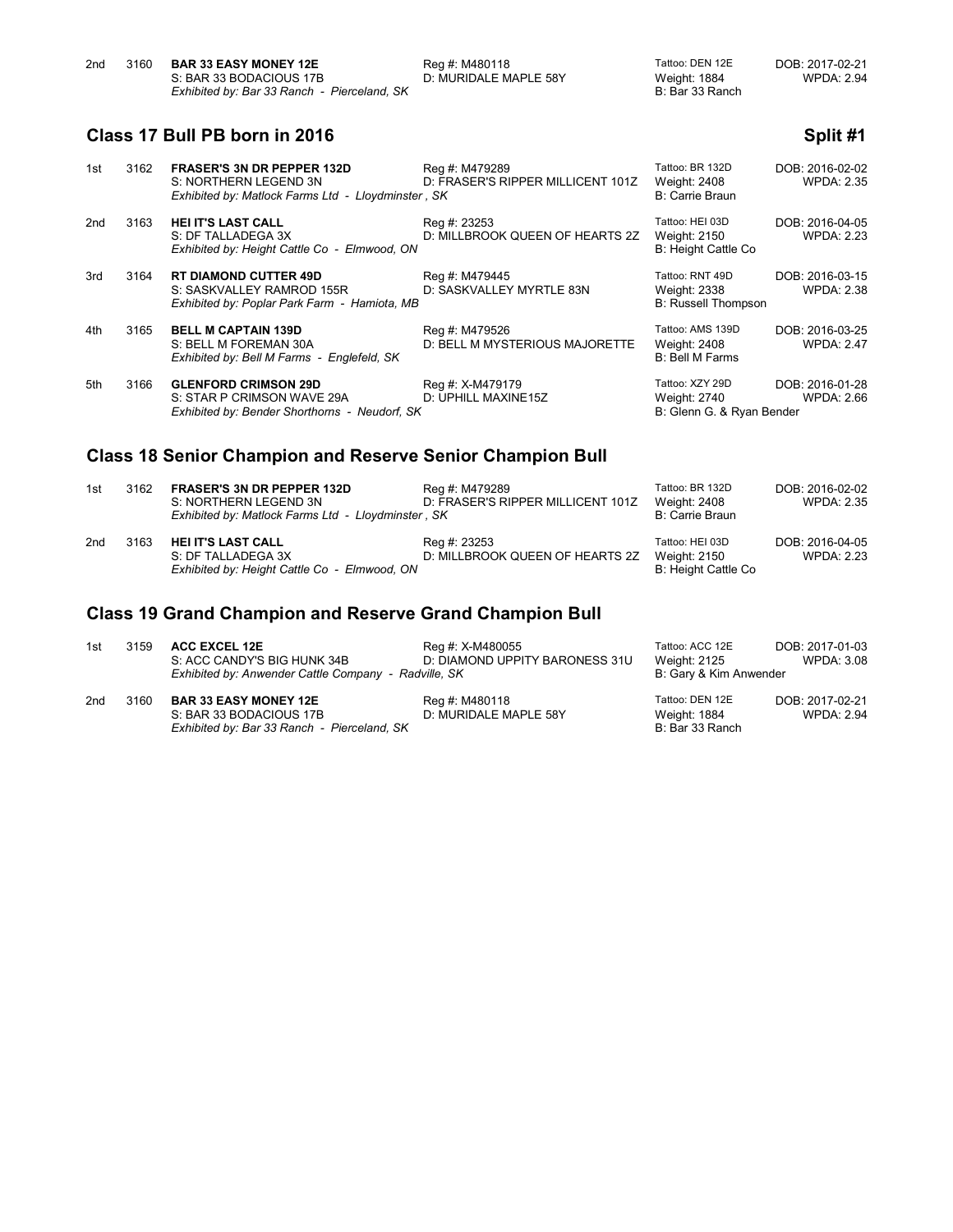| | | | | | |
|---|---|---|---|---|---|
| 2nd | 3160 | **BAR 33 EASY MONEY 12E**<br>S: BAR 33 BODACIOUS 17B<br>*Exhibited by: Bar 33 Ranch - Pierceland, SK* | Reg #: M480118<br>D: MURIDALE MAPLE 58Y | Tattoo: DEN 12E<br>Weight: 1884<br>B: Bar 33 Ranch | DOB: 2017-02-21<br>WPDA: 2.94 |

## Class 17 Bull PB born in 2016

**Split #1**

| | | | | | |
|---|---|---|---|---|---|
| 1st | 3162 | **FRASER'S 3N DR PEPPER 132D**<br>S: NORTHERN LEGEND 3N<br>*Exhibited by: Matlock Farms Ltd - Lloydminster , SK* | Reg #: M479289<br>D: FRASER'S RIPPER MILLICENT 101Z | Tattoo: BR 132D<br>Weight: 2408<br>B: Carrie Braun | DOB: 2016-02-02<br>WPDA: 2.35 |
| 2nd | 3163 | **HEI IT'S LAST CALL**<br>S: DF TALLADEGA 3X<br>*Exhibited by: Height Cattle Co - Elmwood, ON* | Reg #: 23253<br>D: MILLBROOK QUEEN OF HEARTS 2Z | Tattoo: HEI 03D<br>Weight: 2150<br>B: Height Cattle Co | DOB: 2016-04-05<br>WPDA: 2.23 |
| 3rd | 3164 | **RT DIAMOND CUTTER 49D**<br>S: SASKVALLEY RAMROD 155R<br>*Exhibited by: Poplar Park Farm - Hamiota, MB* | Reg #: M479445<br>D: SASKVALLEY MYRTLE 83N | Tattoo: RNT 49D<br>Weight: 2338<br>B: Russell Thompson | DOB: 2016-03-15<br>WPDA: 2.38 |
| 4th | 3165 | **BELL M CAPTAIN 139D**<br>S: BELL M FOREMAN 30A<br>*Exhibited by: Bell M Farms - Englefeld, SK* | Reg #: M479526<br>D: BELL M MYSTERIOUS MAJORETTE | Tattoo: AMS 139D<br>Weight: 2408<br>B: Bell M Farms | DOB: 2016-03-25<br>WPDA: 2.47 |
| 5th | 3166 | **GLENFORD CRIMSON 29D**<br>S: STAR P CRIMSON WAVE 29A<br>*Exhibited by: Bender Shorthorns - Neudorf, SK* | Reg #: X-M479179<br>D: UPHILL MAXINE15Z | Tattoo: XZY 29D<br>Weight: 2740<br>B: Glenn G. & Ryan Bender | DOB: 2016-01-28<br>WPDA: 2.66 |

## Class 18 Senior Champion and Reserve Senior Champion Bull

| | | | | | |
|---|---|---|---|---|---|
| 1st | 3162 | **FRASER'S 3N DR PEPPER 132D**<br>S: NORTHERN LEGEND 3N<br>*Exhibited by: Matlock Farms Ltd - Lloydminster , SK* | Reg #: M479289<br>D: FRASER'S RIPPER MILLICENT 101Z | Tattoo: BR 132D<br>Weight: 2408<br>B: Carrie Braun | DOB: 2016-02-02<br>WPDA: 2.35 |
| 2nd | 3163 | **HEI IT'S LAST CALL**<br>S: DF TALLADEGA 3X<br>*Exhibited by: Height Cattle Co - Elmwood, ON* | Reg #: 23253<br>D: MILLBROOK QUEEN OF HEARTS 2Z | Tattoo: HEI 03D<br>Weight: 2150<br>B: Height Cattle Co | DOB: 2016-04-05<br>WPDA: 2.23 |

## Class 19 Grand Champion and Reserve Grand Champion Bull

| | | | | | |
|---|---|---|---|---|---|
| 1st | 3159 | **ACC EXCEL 12E**<br>S: ACC CANDY'S BIG HUNK 34B<br>*Exhibited by: Anwender Cattle Company - Radville, SK* | Reg #: X-M480055<br>D: DIAMOND UPPITY BARONESS 31U | Tattoo: ACC 12E<br>Weight: 2125<br>B: Gary & Kim Anwender | DOB: 2017-01-03<br>WPDA: 3.08 |
| 2nd | 3160 | **BAR 33 EASY MONEY 12E**<br>S: BAR 33 BODACIOUS 17B<br>*Exhibited by: Bar 33 Ranch - Pierceland, SK* | Reg #: M480118<br>D: MURIDALE MAPLE 58Y | Tattoo: DEN 12E<br>Weight: 1884<br>B: Bar 33 Ranch | DOB: 2017-02-21<br>WPDA: 2.94 |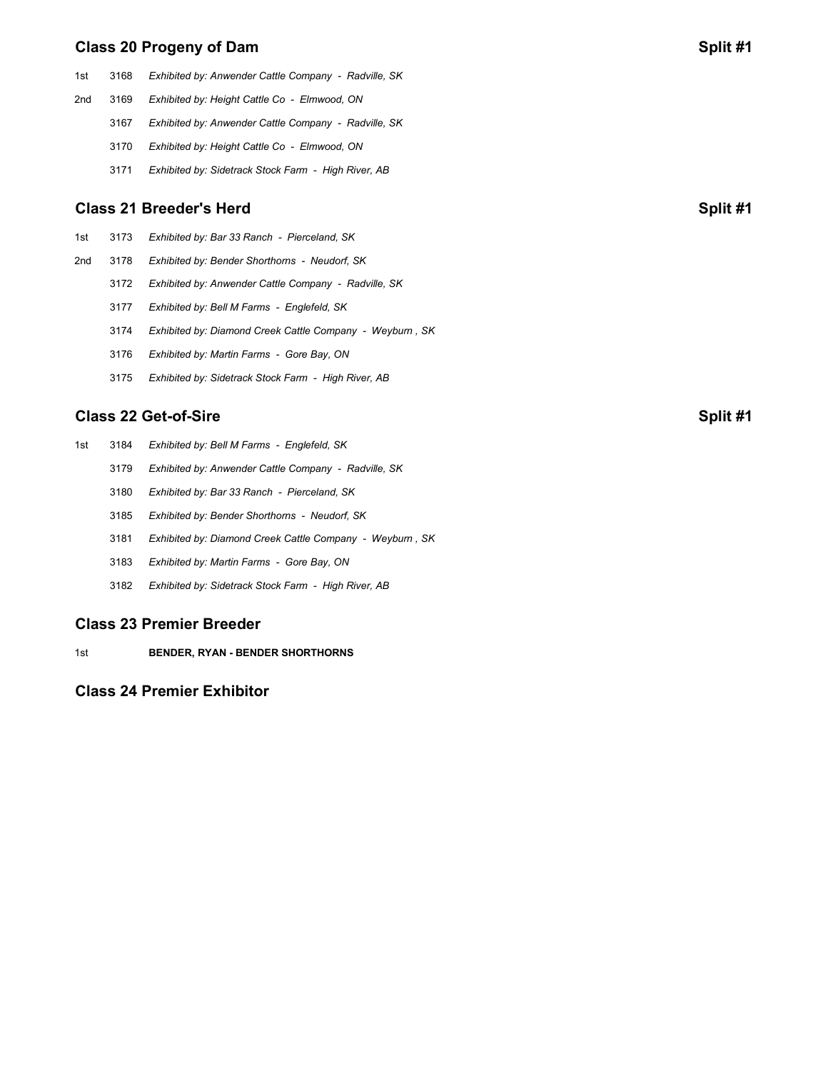## Class 20 Progeny of Dam

Split #1

| | | |
|---|---|---|
| 1st | 3168 | *Exhibited by: Anwender Cattle Company - Radville, SK* |
| 2nd | 3169 | *Exhibited by: Height Cattle Co - Elmwood, ON* |
| | 3167 | *Exhibited by: Anwender Cattle Company - Radville, SK* |
| | 3170 | *Exhibited by: Height Cattle Co - Elmwood, ON* |
| | 3171 | *Exhibited by: Sidetrack Stock Farm - High River, AB* |

## Class 21 Breeder's Herd

Split #1

| | | |
|---|---|---|
| 1st | 3173 | *Exhibited by: Bar 33 Ranch - Pierceland, SK* |
| 2nd | 3178 | *Exhibited by: Bender Shorthorns - Neudorf, SK* |
| | 3172 | *Exhibited by: Anwender Cattle Company - Radville, SK* |
| | 3177 | *Exhibited by: Bell M Farms - Englefeld, SK* |
| | 3174 | *Exhibited by: Diamond Creek Cattle Company - Weyburn , SK* |
| | 3176 | *Exhibited by: Martin Farms - Gore Bay, ON* |
| | 3175 | *Exhibited by: Sidetrack Stock Farm - High River, AB* |

## Class 22 Get-of-Sire

Split #1

| | | |
|---|---|---|
| 1st | 3184 | *Exhibited by: Bell M Farms - Englefeld, SK* |
| | 3179 | *Exhibited by: Anwender Cattle Company - Radville, SK* |
| | 3180 | *Exhibited by: Bar 33 Ranch - Pierceland, SK* |
| | 3185 | *Exhibited by: Bender Shorthorns - Neudorf, SK* |
| | 3181 | *Exhibited by: Diamond Creek Cattle Company - Weyburn , SK* |
| | 3183 | *Exhibited by: Martin Farms - Gore Bay, ON* |
| | 3182 | *Exhibited by: Sidetrack Stock Farm - High River, AB* |

## Class 23 Premier Breeder

1st **BENDER, RYAN - BENDER SHORTHORNS**

## Class 24 Premier Exhibitor